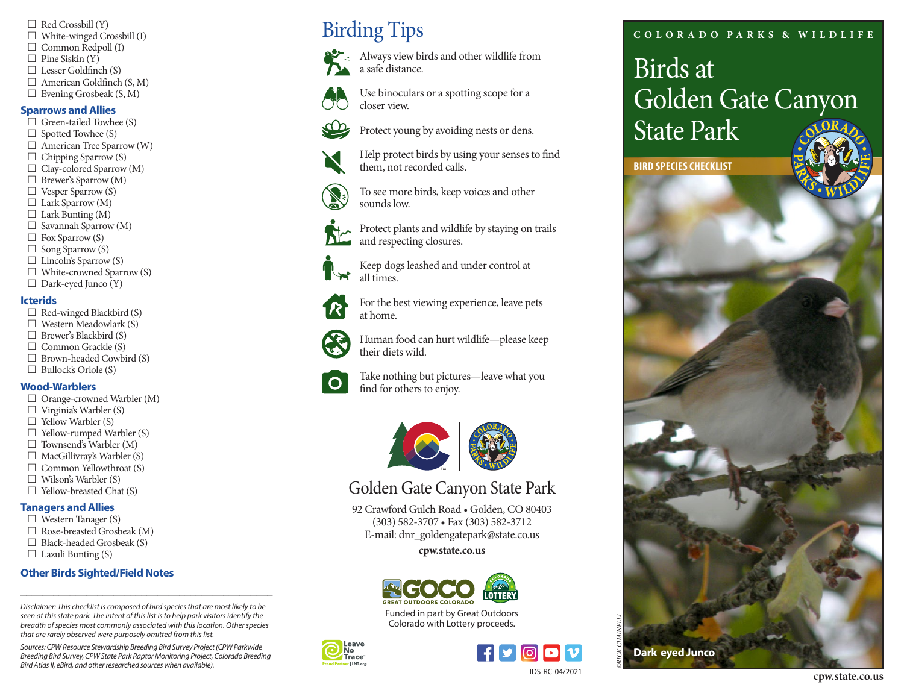- ☐ Red Crossbill (Y)
- ☐ White-winged Crossbill (I)
- ☐ Common Redpoll (I)
- ☐ Pine Siskin (Y)
- ☐ Lesser Goldfinch (S)
- ☐ American Goldfinch (S, M)
- ☐ Evening Grosbeak (S, M)

### Sparrows and Allies

- ☐ Green-tailed Towhee (S)
- ☐ Spotted Towhee (S)
- ☐ American Tree Sparrow (W)
- ☐ Chipping Sparrow (S)
- ☐ Clay-colored Sparrow (M)
- ☐ Brewer's Sparrow (M)
- ☐ Vesper Sparrow (S)
- ☐ Lark Sparrow (M)
- ☐ Lark Bunting (M)
- ☐ Savannah Sparrow (M)
- ☐ Fox Sparrow (S)
- ☐ Song Sparrow (S)
- ☐ Lincoln's Sparrow (S)
- ☐ White-crowned Sparrow (S)
- ☐ Dark-eyed Junco (Y)

### Icterids

- ☐ Red-winged Blackbird (S)
- ☐ Western Meadowlark (S)
- ☐ Brewer's Blackbird (S)
- ☐ Common Grackle (S)
- ☐ Brown-headed Cowbird (S)
- ☐ Bullock's Oriole (S)

### Wood-Warblers

- ☐ Orange-crowned Warbler (M)
- ☐ Virginia's Warbler (S)
- ☐ Yellow Warbler (S)
- ☐ Yellow-rumped Warbler (S)
- ☐ Townsend's Warbler (M)
- ☐ MacGillivray's Warbler (S)
- ☐ Common Yellowthroat (S)
- ☐ Wilson's Warbler (S)
- ☐ Yellow-breasted Chat (S)

### Tanagers and Allies

- ☐ Western Tanager (S)
- ☐ Rose-breasted Grosbeak (M)
- ☐ Black-headed Grosbeak (S)
- ☐ Lazuli Bunting (S)

### Other Birds Sighted/Field Notes

_______________________________________________

*Disclaimer: This checklist is composed of bird species that are most likely to be seen at this state park. The intent of this list is to help park visitors identify the breadth of species most commonly associated with this location. Other species that are rarely observed were purposely omitted from this list.*

*Sources: CPW Resource Stewardship Breeding Bird Survey Project (CPW Parkwide Breeding Bird Survey, CPW State Park Raptor Monitoring Project, Colorado Breeding Bird Atlas II, eBird, and other researched sources when available).*

# Birding Tips

- Always view birds and other wildlife from a safe distance.
- Use binoculars or a spotting scope for a closer view.
- Protect young by avoiding nests or dens.
- Help protect birds by using your senses to find them, not recorded calls.
- To see more birds, keep voices and other sounds low.
- Protect plants and wildlife by staying on trails and respecting closures.
- Keep dogs leashed and under control at all times.
- For the best viewing experience, leave pets at home.
- Human food can hurt wildlife—please keep their diets wild.
- Take nothing but pictures—leave what you find for others to enjoy.

## Golden Gate Canyon State Park

92 Crawford Gulch Road • Golden, CO 80403
(303) 582-3707 • Fax (303) 582-3712
E-mail: dnr_goldengatepark@state.co.us

**cpw.state.co.us**

GOCO GREAT OUTDOORS COLORADO — COLORADO LOTTERY

Funded in part by Great Outdoors Colorado with Lottery proceeds.

Leave No Trace — Proud Partner | LNT.org

IDS-RC-04/2021

COLORADO PARKS & WILDLIFE

# Birds at Golden Gate Canyon State Park

**BIRD SPECIES CHECKLIST**

**Dark eyed Junco**

©RICK CIMINELLI

**cpw.state.co.us**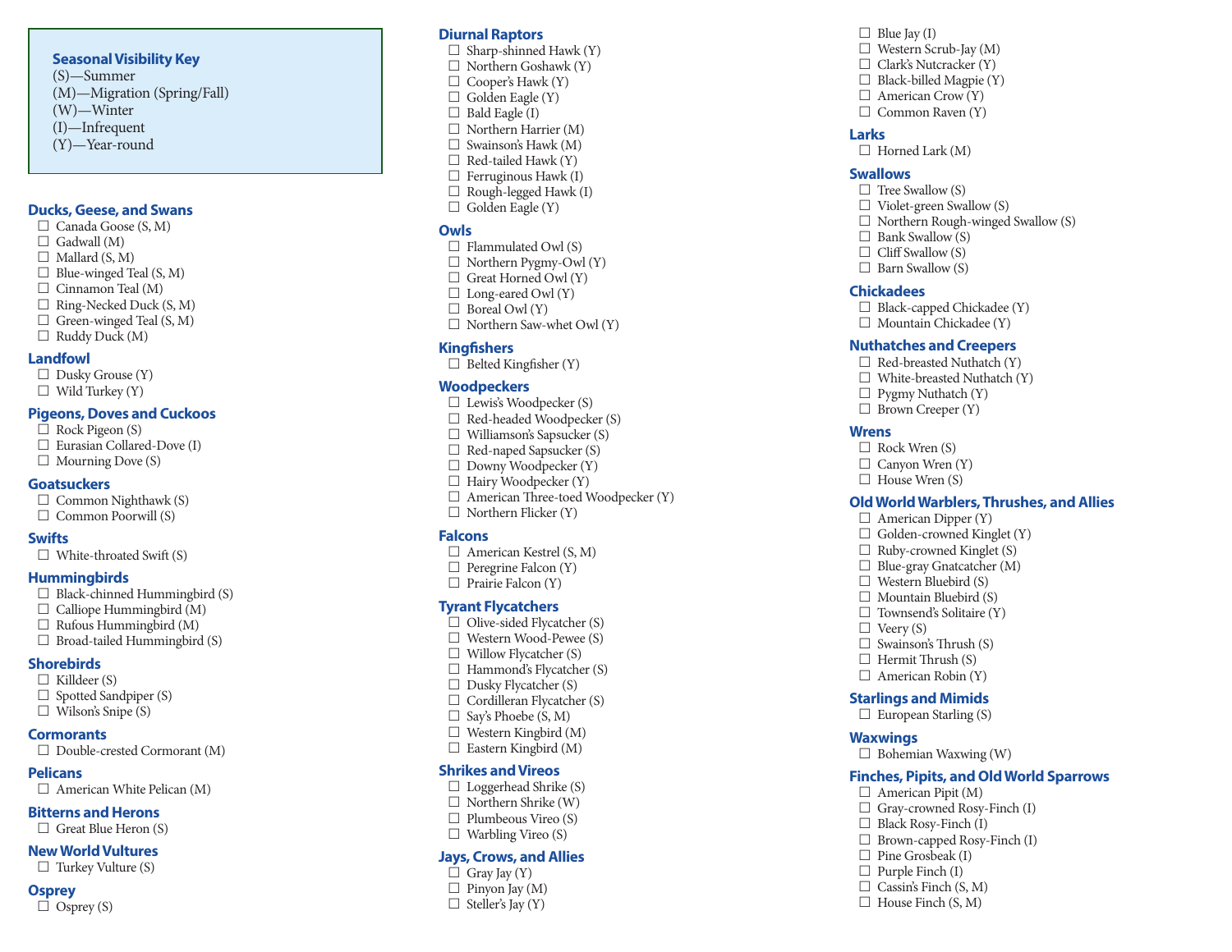**Seasonal Visibility Key**
(S)—Summer
(M)—Migration (Spring/Fall)
(W)—Winter
(I)—Infrequent
(Y)—Year-round

## Ducks, Geese, and Swans

- ☐ Canada Goose (S, M)
- ☐ Gadwall (M)
- ☐ Mallard (S, M)
- ☐ Blue-winged Teal (S, M)
- ☐ Cinnamon Teal (M)
- ☐ Ring-Necked Duck (S, M)
- ☐ Green-winged Teal (S, M)
- ☐ Ruddy Duck (M)

## Landfowl

- ☐ Dusky Grouse (Y)
- ☐ Wild Turkey (Y)

## Pigeons, Doves and Cuckoos

- ☐ Rock Pigeon (S)
- ☐ Eurasian Collared-Dove (I)
- ☐ Mourning Dove (S)

## Goatsuckers

- ☐ Common Nighthawk (S)
- ☐ Common Poorwill (S)

## Swifts

- ☐ White-throated Swift (S)

## Hummingbirds

- ☐ Black-chinned Hummingbird (S)
- ☐ Calliope Hummingbird (M)
- ☐ Rufous Hummingbird (M)
- ☐ Broad-tailed Hummingbird (S)

## Shorebirds

- ☐ Killdeer (S)
- ☐ Spotted Sandpiper (S)
- ☐ Wilson's Snipe (S)

## Cormorants

- ☐ Double-crested Cormorant (M)

## Pelicans

- ☐ American White Pelican (M)

## Bitterns and Herons

- ☐ Great Blue Heron (S)

## New World Vultures

- ☐ Turkey Vulture (S)

## Osprey

- ☐ Osprey (S)

## Diurnal Raptors

- ☐ Sharp-shinned Hawk (Y)
- ☐ Northern Goshawk (Y)
- ☐ Cooper's Hawk (Y)
- ☐ Golden Eagle (Y)
- ☐ Bald Eagle (I)
- ☐ Northern Harrier (M)
- ☐ Swainson's Hawk (M)
- ☐ Red-tailed Hawk (Y)
- ☐ Ferruginous Hawk (I)
- ☐ Rough-legged Hawk (I)
- ☐ Golden Eagle (Y)

## Owls

- ☐ Flammulated Owl (S)
- ☐ Northern Pygmy-Owl (Y)
- ☐ Great Horned Owl (Y)
- ☐ Long-eared Owl (Y)
- ☐ Boreal Owl (Y)
- ☐ Northern Saw-whet Owl (Y)

## Kingfishers

- ☐ Belted Kingfisher (Y)

## Woodpeckers

- ☐ Lewis's Woodpecker (S)
- ☐ Red-headed Woodpecker (S)
- ☐ Williamson's Sapsucker (S)
- ☐ Red-naped Sapsucker (S)
- ☐ Downy Woodpecker (Y)
- ☐ Hairy Woodpecker (Y)
- ☐ American Three-toed Woodpecker (Y)
- ☐ Northern Flicker (Y)

## Falcons

- ☐ American Kestrel (S, M)
- ☐ Peregrine Falcon (Y)
- ☐ Prairie Falcon (Y)

## Tyrant Flycatchers

- ☐ Olive-sided Flycatcher (S)
- ☐ Western Wood-Pewee (S)
- ☐ Willow Flycatcher (S)
- ☐ Hammond's Flycatcher (S)
- ☐ Dusky Flycatcher (S)
- ☐ Cordilleran Flycatcher (S)
- ☐ Say's Phoebe (S, M)
- ☐ Western Kingbird (M)
- ☐ Eastern Kingbird (M)

## Shrikes and Vireos

- ☐ Loggerhead Shrike (S)
- ☐ Northern Shrike (W)
- ☐ Plumbeous Vireo (S)
- ☐ Warbling Vireo (S)

## Jays, Crows, and Allies

- ☐ Gray Jay (Y)
- ☐ Pinyon Jay (M)
- ☐ Steller's Jay (Y)
- ☐ Blue Jay (I)
- ☐ Western Scrub-Jay (M)
- ☐ Clark's Nutcracker (Y)
- ☐ Black-billed Magpie (Y)
- ☐ American Crow (Y)
- ☐ Common Raven (Y)

## Larks

- ☐ Horned Lark (M)

## Swallows

- ☐ Tree Swallow (S)
- ☐ Violet-green Swallow (S)
- ☐ Northern Rough-winged Swallow (S)
- ☐ Bank Swallow (S)
- ☐ Cliff Swallow (S)
- ☐ Barn Swallow (S)

## Chickadees

- ☐ Black-capped Chickadee (Y)
- ☐ Mountain Chickadee (Y)

## Nuthatches and Creepers

- ☐ Red-breasted Nuthatch (Y)
- ☐ White-breasted Nuthatch (Y)
- ☐ Pygmy Nuthatch (Y)
- ☐ Brown Creeper (Y)

## Wrens

- ☐ Rock Wren (S)
- ☐ Canyon Wren (Y)
- ☐ House Wren (S)

## Old World Warblers, Thrushes, and Allies

- ☐ American Dipper (Y)
- ☐ Golden-crowned Kinglet (Y)
- ☐ Ruby-crowned Kinglet (S)
- ☐ Blue-gray Gnatcatcher (M)
- ☐ Western Bluebird (S)
- ☐ Mountain Bluebird (S)
- ☐ Townsend's Solitaire (Y)
- ☐ Veery (S)
- ☐ Swainson's Thrush (S)
- ☐ Hermit Thrush (S)
- ☐ American Robin (Y)

## Starlings and Mimids

- ☐ European Starling (S)

## Waxwings

- ☐ Bohemian Waxwing (W)

## Finches, Pipits, and Old World Sparrows

- ☐ American Pipit (M)
- ☐ Gray-crowned Rosy-Finch (I)
- ☐ Black Rosy-Finch (I)
- ☐ Brown-capped Rosy-Finch (I)
- ☐ Pine Grosbeak (I)
- ☐ Purple Finch (I)
- ☐ Cassin's Finch (S, M)
- ☐ House Finch (S, M)